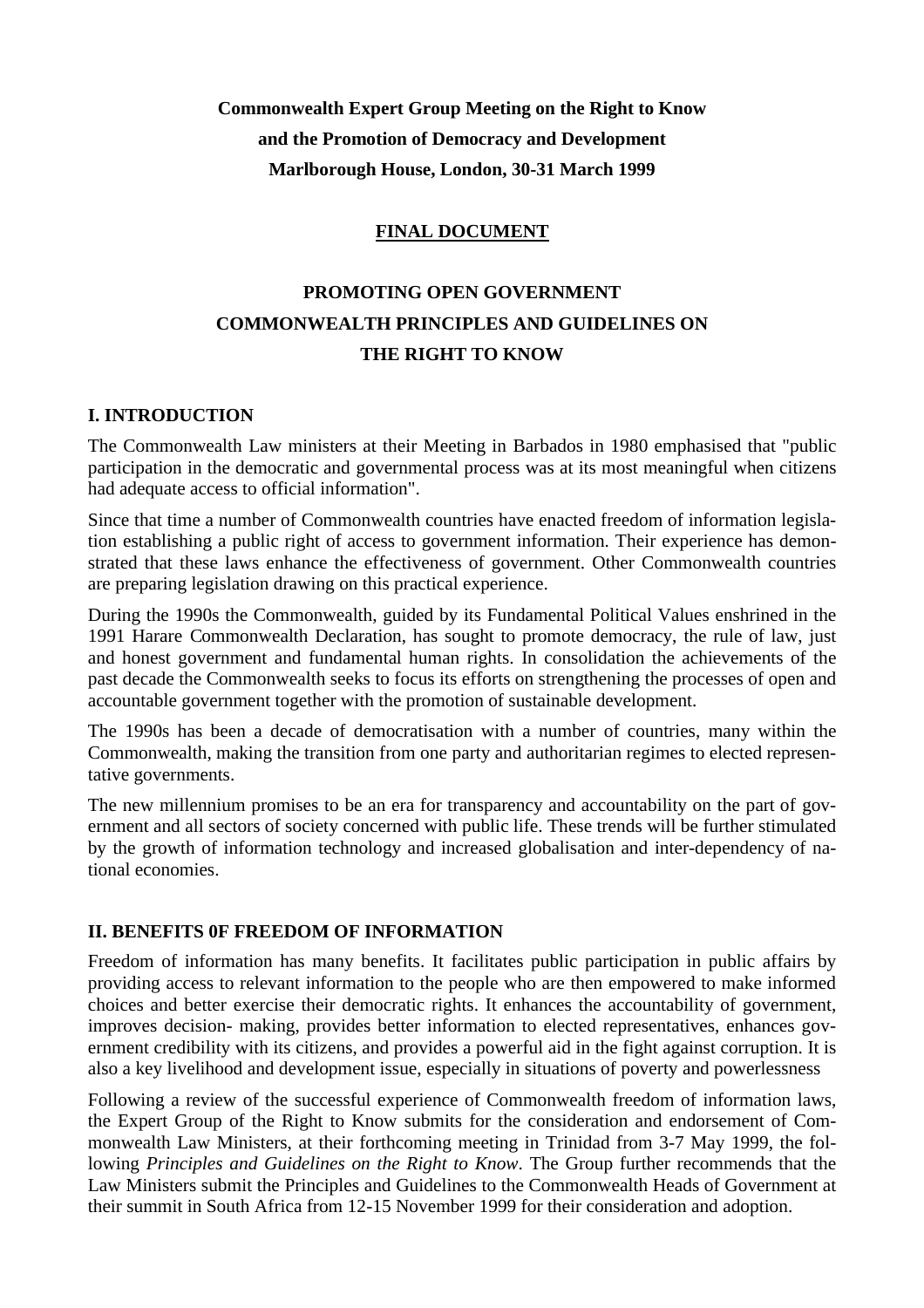**Commonwealth Expert Group Meeting on the Right to Know**
**and the Promotion of Democracy and Development**
**Marlborough House, London, 30-31 March 1999**

**FINAL DOCUMENT**

# PROMOTING OPEN GOVERNMENT
# COMMONWEALTH PRINCIPLES AND GUIDELINES ON THE RIGHT TO KNOW

## I. INTRODUCTION

The Commonwealth Law ministers at their Meeting in Barbados in 1980 emphasised that "public participation in the democratic and governmental process was at its most meaningful when citizens had adequate access to official information".

Since that time a number of Commonwealth countries have enacted freedom of information legislation establishing a public right of access to government information. Their experience has demonstrated that these laws enhance the effectiveness of government. Other Commonwealth countries are preparing legislation drawing on this practical experience.

During the 1990s the Commonwealth, guided by its Fundamental Political Values enshrined in the 1991 Harare Commonwealth Declaration, has sought to promote democracy, the rule of law, just and honest government and fundamental human rights. In consolidation the achievements of the past decade the Commonwealth seeks to focus its efforts on strengthening the processes of open and accountable government together with the promotion of sustainable development.

The 1990s has been a decade of democratisation with a number of countries, many within the Commonwealth, making the transition from one party and authoritarian regimes to elected representative governments.

The new millennium promises to be an era for transparency and accountability on the part of government and all sectors of society concerned with public life. These trends will be further stimulated by the growth of information technology and increased globalisation and inter-dependency of national economies.

## II. BENEFITS 0F FREEDOM OF INFORMATION

Freedom of information has many benefits. It facilitates public participation in public affairs by providing access to relevant information to the people who are then empowered to make informed choices and better exercise their democratic rights. It enhances the accountability of government, improves decision- making, provides better information to elected representatives, enhances government credibility with its citizens, and provides a powerful aid in the fight against corruption. It is also a key livelihood and development issue, especially in situations of poverty and powerlessness

Following a review of the successful experience of Commonwealth freedom of information laws, the Expert Group of the Right to Know submits for the consideration and endorsement of Commonwealth Law Ministers, at their forthcoming meeting in Trinidad from 3-7 May 1999, the following *Principles and Guidelines on the Right to Know*. The Group further recommends that the Law Ministers submit the Principles and Guidelines to the Commonwealth Heads of Government at their summit in South Africa from 12-15 November 1999 for their consideration and adoption.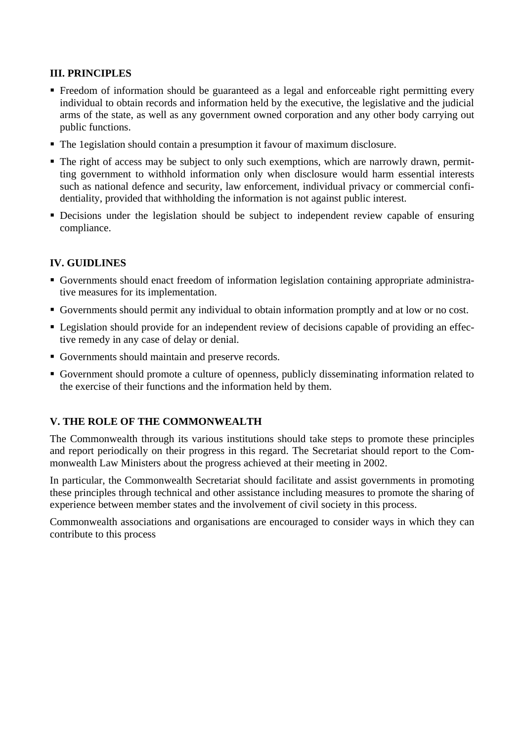## III. PRINCIPLES

- Freedom of information should be guaranteed as a legal and enforceable right permitting every individual to obtain records and information held by the executive, the legislative and the judicial arms of the state, as well as any government owned corporation and any other body carrying out public functions.
- The 1egislation should contain a presumption it favour of maximum disclosure.
- The right of access may be subject to only such exemptions, which are narrowly drawn, permitting government to withhold information only when disclosure would harm essential interests such as national defence and security, law enforcement, individual privacy or commercial confidentiality, provided that withholding the information is not against public interest.
- Decisions under the legislation should be subject to independent review capable of ensuring compliance.

## IV. GUIDLINES

- Governments should enact freedom of information legislation containing appropriate administrative measures for its implementation.
- Governments should permit any individual to obtain information promptly and at low or no cost.
- Legislation should provide for an independent review of decisions capable of providing an effective remedy in any case of delay or denial.
- Governments should maintain and preserve records.
- Government should promote a culture of openness, publicly disseminating information related to the exercise of their functions and the information held by them.

## V. THE ROLE OF THE COMMONWEALTH

The Commonwealth through its various institutions should take steps to promote these principles and report periodically on their progress in this regard. The Secretariat should report to the Commonwealth Law Ministers about the progress achieved at their meeting in 2002.

In particular, the Commonwealth Secretariat should facilitate and assist governments in promoting these principles through technical and other assistance including measures to promote the sharing of experience between member states and the involvement of civil society in this process.

Commonwealth associations and organisations are encouraged to consider ways in which they can contribute to this process